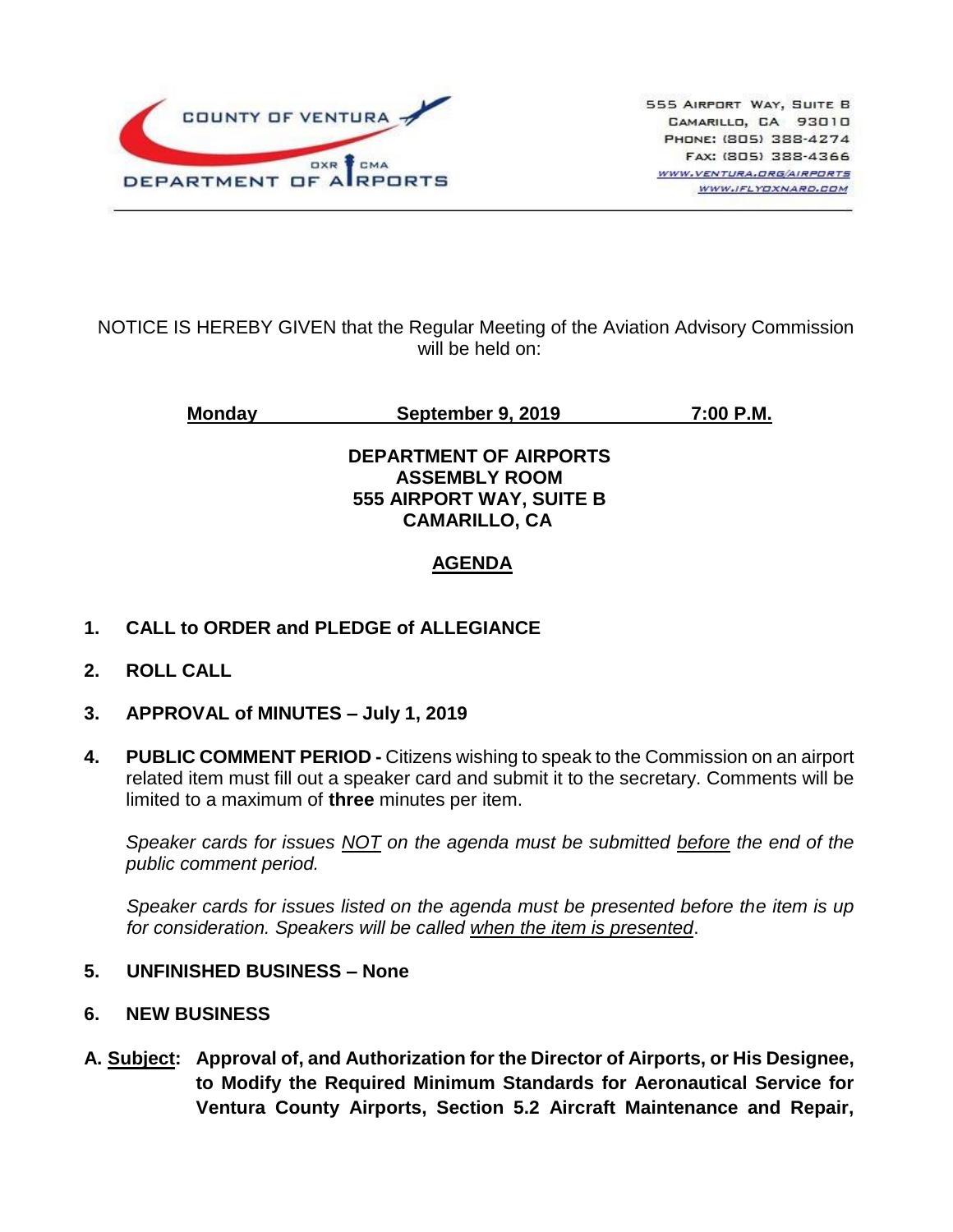COUNTY OF VENTURA
DEPARTMENT OF AIRPORTS
OXR CMA

555 AIRPORT WAY, SUITE B
CAMARILLO, CA 93010
PHONE: (805) 388-4274
FAX: (805) 388-4366
WWW.VENTURA.ORG/AIRPORTS
WWW.IFLYOXNARD.COM

NOTICE IS HEREBY GIVEN that the Regular Meeting of the Aviation Advisory Commission will be held on:

**Monday September 9, 2019 7:00 P.M.**

**DEPARTMENT OF AIRPORTS**
**ASSEMBLY ROOM**
**555 AIRPORT WAY, SUITE B**
**CAMARILLO, CA**

## AGENDA

**1. CALL to ORDER and PLEDGE of ALLEGIANCE**

**2. ROLL CALL**

**3. APPROVAL of MINUTES – July 1, 2019**

**4. PUBLIC COMMENT PERIOD -** Citizens wishing to speak to the Commission on an airport related item must fill out a speaker card and submit it to the secretary. Comments will be limited to a maximum of **three** minutes per item.

*Speaker cards for issues NOT on the agenda must be submitted before the end of the public comment period.*

*Speaker cards for issues listed on the agenda must be presented before the item is up for consideration. Speakers will be called when the item is presented.*

**5. UNFINISHED BUSINESS – None**

**6. NEW BUSINESS**

**A. Subject: Approval of, and Authorization for the Director of Airports, or His Designee, to Modify the Required Minimum Standards for Aeronautical Service for Ventura County Airports, Section 5.2 Aircraft Maintenance and Repair,**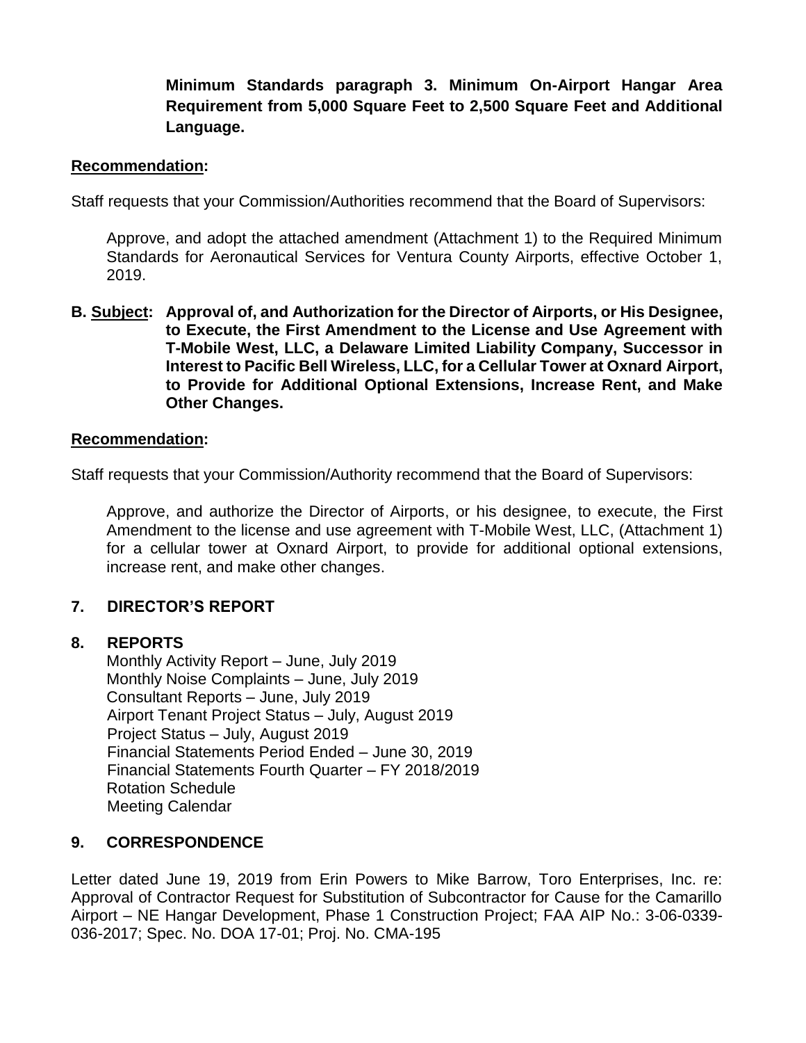**Minimum Standards paragraph 3. Minimum On-Airport Hangar Area Requirement from 5,000 Square Feet to 2,500 Square Feet and Additional Language.**

**Recommendation:**

Staff requests that your Commission/Authorities recommend that the Board of Supervisors:

Approve, and adopt the attached amendment (Attachment 1) to the Required Minimum Standards for Aeronautical Services for Ventura County Airports, effective October 1, 2019.

**B. Subject: Approval of, and Authorization for the Director of Airports, or His Designee, to Execute, the First Amendment to the License and Use Agreement with T-Mobile West, LLC, a Delaware Limited Liability Company, Successor in Interest to Pacific Bell Wireless, LLC, for a Cellular Tower at Oxnard Airport, to Provide for Additional Optional Extensions, Increase Rent, and Make Other Changes.**

**Recommendation:**

Staff requests that your Commission/Authority recommend that the Board of Supervisors:

Approve, and authorize the Director of Airports, or his designee, to execute, the First Amendment to the license and use agreement with T-Mobile West, LLC, (Attachment 1) for a cellular tower at Oxnard Airport, to provide for additional optional extensions, increase rent, and make other changes.

## 7. DIRECTOR'S REPORT

## 8. REPORTS

Monthly Activity Report – June, July 2019
Monthly Noise Complaints – June, July 2019
Consultant Reports – June, July 2019
Airport Tenant Project Status – July, August 2019
Project Status – July, August 2019
Financial Statements Period Ended – June 30, 2019
Financial Statements Fourth Quarter – FY 2018/2019
Rotation Schedule
Meeting Calendar

## 9. CORRESPONDENCE

Letter dated June 19, 2019 from Erin Powers to Mike Barrow, Toro Enterprises, Inc. re: Approval of Contractor Request for Substitution of Subcontractor for Cause for the Camarillo Airport – NE Hangar Development, Phase 1 Construction Project; FAA AIP No.: 3-06-0339-036-2017; Spec. No. DOA 17-01; Proj. No. CMA-195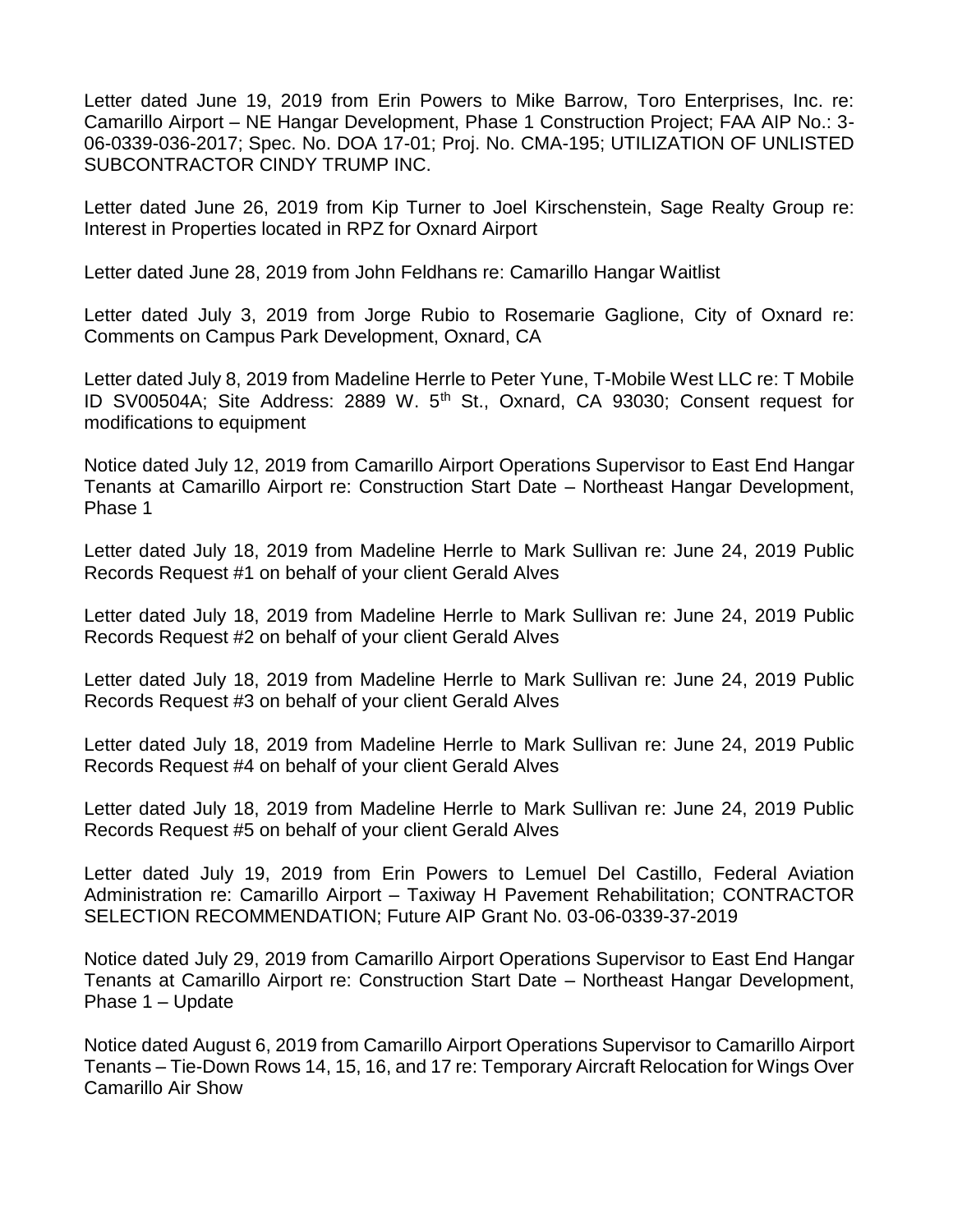Letter dated June 19, 2019 from Erin Powers to Mike Barrow, Toro Enterprises, Inc. re: Camarillo Airport – NE Hangar Development, Phase 1 Construction Project; FAA AIP No.: 3-06-0339-036-2017; Spec. No. DOA 17-01; Proj. No. CMA-195; UTILIZATION OF UNLISTED SUBCONTRACTOR CINDY TRUMP INC.

Letter dated June 26, 2019 from Kip Turner to Joel Kirschenstein, Sage Realty Group re: Interest in Properties located in RPZ for Oxnard Airport

Letter dated June 28, 2019 from John Feldhans re: Camarillo Hangar Waitlist

Letter dated July 3, 2019 from Jorge Rubio to Rosemarie Gaglione, City of Oxnard re: Comments on Campus Park Development, Oxnard, CA

Letter dated July 8, 2019 from Madeline Herrle to Peter Yune, T-Mobile West LLC re: T Mobile ID SV00504A; Site Address: 2889 W. 5th St., Oxnard, CA 93030; Consent request for modifications to equipment

Notice dated July 12, 2019 from Camarillo Airport Operations Supervisor to East End Hangar Tenants at Camarillo Airport re: Construction Start Date – Northeast Hangar Development, Phase 1

Letter dated July 18, 2019 from Madeline Herrle to Mark Sullivan re: June 24, 2019 Public Records Request #1 on behalf of your client Gerald Alves

Letter dated July 18, 2019 from Madeline Herrle to Mark Sullivan re: June 24, 2019 Public Records Request #2 on behalf of your client Gerald Alves

Letter dated July 18, 2019 from Madeline Herrle to Mark Sullivan re: June 24, 2019 Public Records Request #3 on behalf of your client Gerald Alves

Letter dated July 18, 2019 from Madeline Herrle to Mark Sullivan re: June 24, 2019 Public Records Request #4 on behalf of your client Gerald Alves

Letter dated July 18, 2019 from Madeline Herrle to Mark Sullivan re: June 24, 2019 Public Records Request #5 on behalf of your client Gerald Alves

Letter dated July 19, 2019 from Erin Powers to Lemuel Del Castillo, Federal Aviation Administration re: Camarillo Airport – Taxiway H Pavement Rehabilitation; CONTRACTOR SELECTION RECOMMENDATION; Future AIP Grant No. 03-06-0339-37-2019

Notice dated July 29, 2019 from Camarillo Airport Operations Supervisor to East End Hangar Tenants at Camarillo Airport re: Construction Start Date – Northeast Hangar Development, Phase 1 – Update

Notice dated August 6, 2019 from Camarillo Airport Operations Supervisor to Camarillo Airport Tenants – Tie-Down Rows 14, 15, 16, and 17 re: Temporary Aircraft Relocation for Wings Over Camarillo Air Show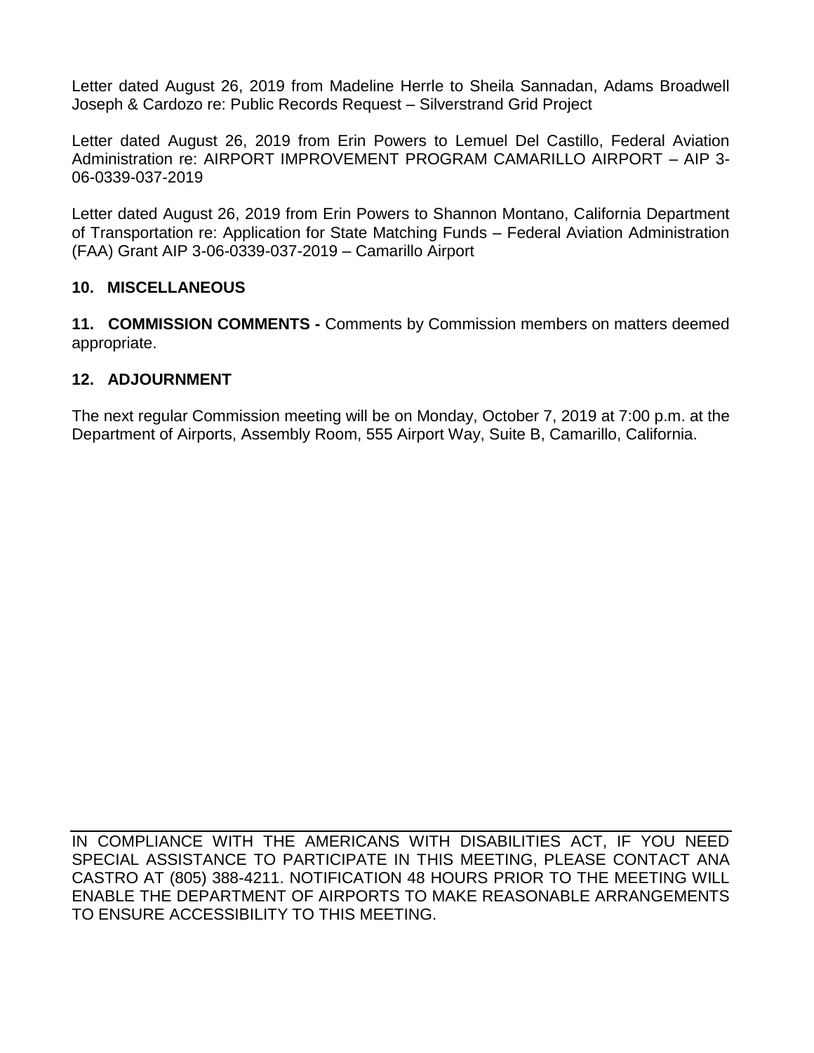Letter dated August 26, 2019 from Madeline Herrle to Sheila Sannadan, Adams Broadwell Joseph & Cardozo re: Public Records Request – Silverstrand Grid Project

Letter dated August 26, 2019 from Erin Powers to Lemuel Del Castillo, Federal Aviation Administration re: AIRPORT IMPROVEMENT PROGRAM CAMARILLO AIRPORT – AIP 3-06-0339-037-2019

Letter dated August 26, 2019 from Erin Powers to Shannon Montano, California Department of Transportation re: Application for State Matching Funds – Federal Aviation Administration (FAA) Grant AIP 3-06-0339-037-2019 – Camarillo Airport

**10. MISCELLANEOUS**

**11. COMMISSION COMMENTS -** Comments by Commission members on matters deemed appropriate.

**12. ADJOURNMENT**

The next regular Commission meeting will be on Monday, October 7, 2019 at 7:00 p.m. at the Department of Airports, Assembly Room, 555 Airport Way, Suite B, Camarillo, California.

---

IN COMPLIANCE WITH THE AMERICANS WITH DISABILITIES ACT, IF YOU NEED SPECIAL ASSISTANCE TO PARTICIPATE IN THIS MEETING, PLEASE CONTACT ANA CASTRO AT (805) 388-4211. NOTIFICATION 48 HOURS PRIOR TO THE MEETING WILL ENABLE THE DEPARTMENT OF AIRPORTS TO MAKE REASONABLE ARRANGEMENTS TO ENSURE ACCESSIBILITY TO THIS MEETING.